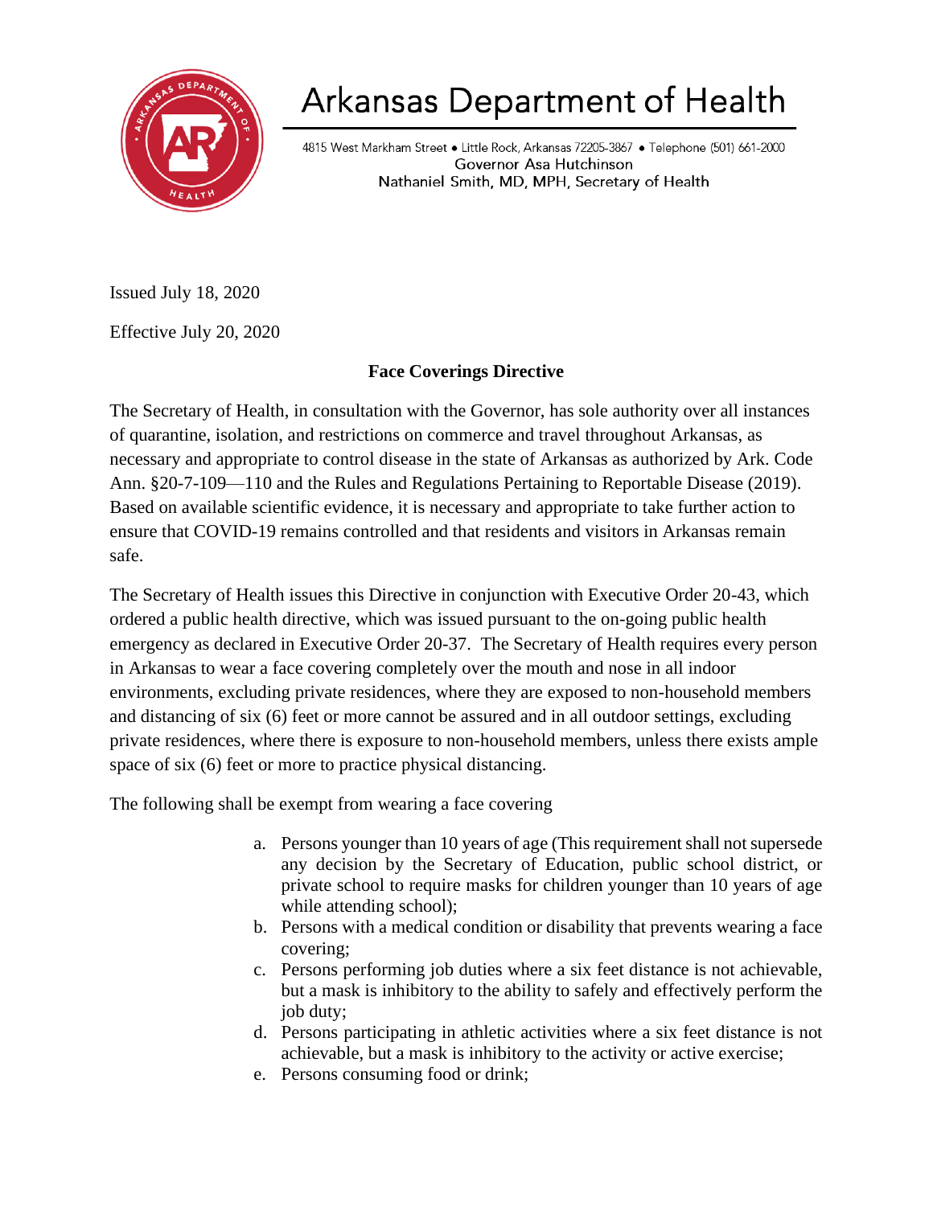# Arkansas Department of Health

4815 West Markham Street • Little Rock, Arkansas 72205-3867 • Telephone (501) 661-2000
Governor Asa Hutchinson
Nathaniel Smith, MD, MPH, Secretary of Health

Issued July 18, 2020

Effective July 20, 2020

**Face Coverings Directive**

The Secretary of Health, in consultation with the Governor, has sole authority over all instances of quarantine, isolation, and restrictions on commerce and travel throughout Arkansas, as necessary and appropriate to control disease in the state of Arkansas as authorized by Ark. Code Ann. §20-7-109—110 and the Rules and Regulations Pertaining to Reportable Disease (2019). Based on available scientific evidence, it is necessary and appropriate to take further action to ensure that COVID-19 remains controlled and that residents and visitors in Arkansas remain safe.

The Secretary of Health issues this Directive in conjunction with Executive Order 20-43, which ordered a public health directive, which was issued pursuant to the on-going public health emergency as declared in Executive Order 20-37. The Secretary of Health requires every person in Arkansas to wear a face covering completely over the mouth and nose in all indoor environments, excluding private residences, where they are exposed to non-household members and distancing of six (6) feet or more cannot be assured and in all outdoor settings, excluding private residences, where there is exposure to non-household members, unless there exists ample space of six (6) feet or more to practice physical distancing.

The following shall be exempt from wearing a face covering

a. Persons younger than 10 years of age (This requirement shall not supersede any decision by the Secretary of Education, public school district, or private school to require masks for children younger than 10 years of age while attending school);
b. Persons with a medical condition or disability that prevents wearing a face covering;
c. Persons performing job duties where a six feet distance is not achievable, but a mask is inhibitory to the ability to safely and effectively perform the job duty;
d. Persons participating in athletic activities where a six feet distance is not achievable, but a mask is inhibitory to the activity or active exercise;
e. Persons consuming food or drink;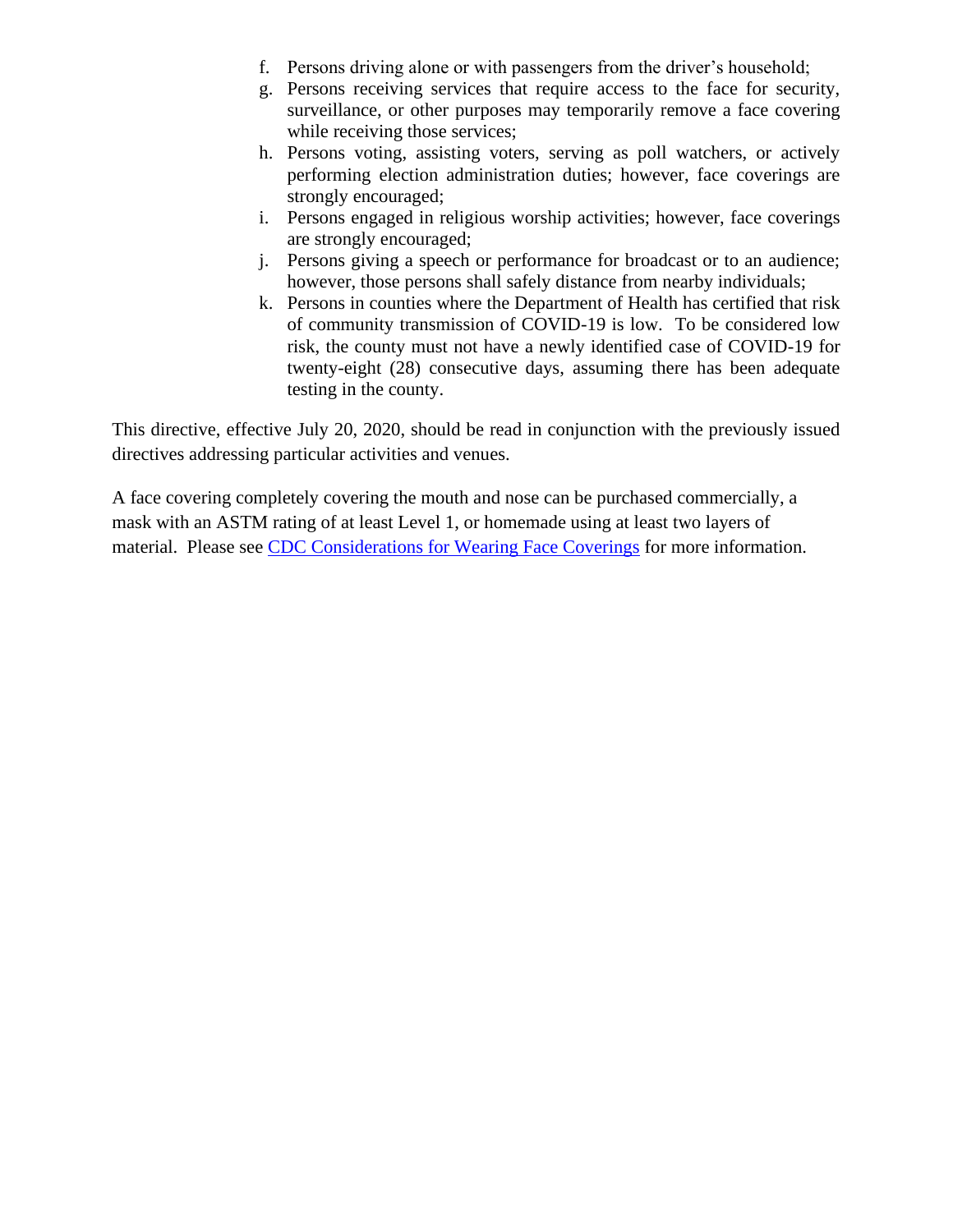f. Persons driving alone or with passengers from the driver's household;
g. Persons receiving services that require access to the face for security, surveillance, or other purposes may temporarily remove a face covering while receiving those services;
h. Persons voting, assisting voters, serving as poll watchers, or actively performing election administration duties; however, face coverings are strongly encouraged;
i. Persons engaged in religious worship activities; however, face coverings are strongly encouraged;
j. Persons giving a speech or performance for broadcast or to an audience; however, those persons shall safely distance from nearby individuals;
k. Persons in counties where the Department of Health has certified that risk of community transmission of COVID-19 is low. To be considered low risk, the county must not have a newly identified case of COVID-19 for twenty-eight (28) consecutive days, assuming there has been adequate testing in the county.

This directive, effective July 20, 2020, should be read in conjunction with the previously issued directives addressing particular activities and venues.

A face covering completely covering the mouth and nose can be purchased commercially, a mask with an ASTM rating of at least Level 1, or homemade using at least two layers of material. Please see [CDC Considerations for Wearing Face Coverings] for more information.